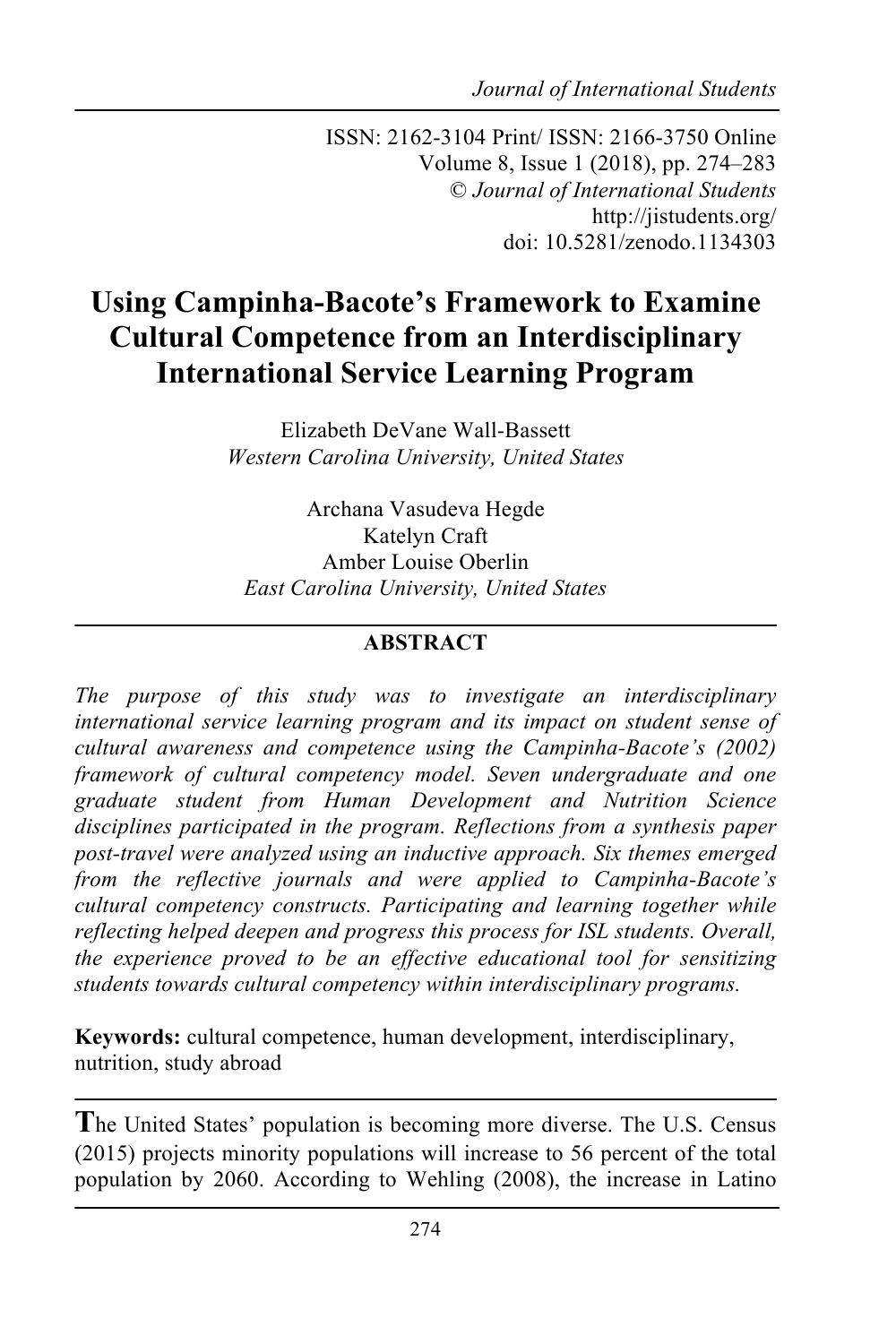ISSN: 2162-3104 Print/ ISSN: 2166-3750 Online
Volume 8, Issue 1 (2018), pp. 274–283
© *Journal of International Students*
http://jistudents.org/
doi: 10.5281/zenodo.1134303

# Using Campinha-Bacote's Framework to Examine Cultural Competence from an Interdisciplinary International Service Learning Program

Elizabeth DeVane Wall-Bassett
*Western Carolina University, United States*

Archana Vasudeva Hegde
Katelyn Craft
Amber Louise Oberlin
*East Carolina University, United States*

## ABSTRACT

*The purpose of this study was to investigate an interdisciplinary international service learning program and its impact on student sense of cultural awareness and competence using the Campinha-Bacote's (2002) framework of cultural competency model. Seven undergraduate and one graduate student from Human Development and Nutrition Science disciplines participated in the program. Reflections from a synthesis paper post-travel were analyzed using an inductive approach. Six themes emerged from the reflective journals and were applied to Campinha-Bacote's cultural competency constructs. Participating and learning together while reflecting helped deepen and progress this process for ISL students. Overall, the experience proved to be an effective educational tool for sensitizing students towards cultural competency within interdisciplinary programs.*

**Keywords:** cultural competence, human development, interdisciplinary, nutrition, study abroad

The United States' population is becoming more diverse. The U.S. Census (2015) projects minority populations will increase to 56 percent of the total population by 2060. According to Wehling (2008), the increase in Latino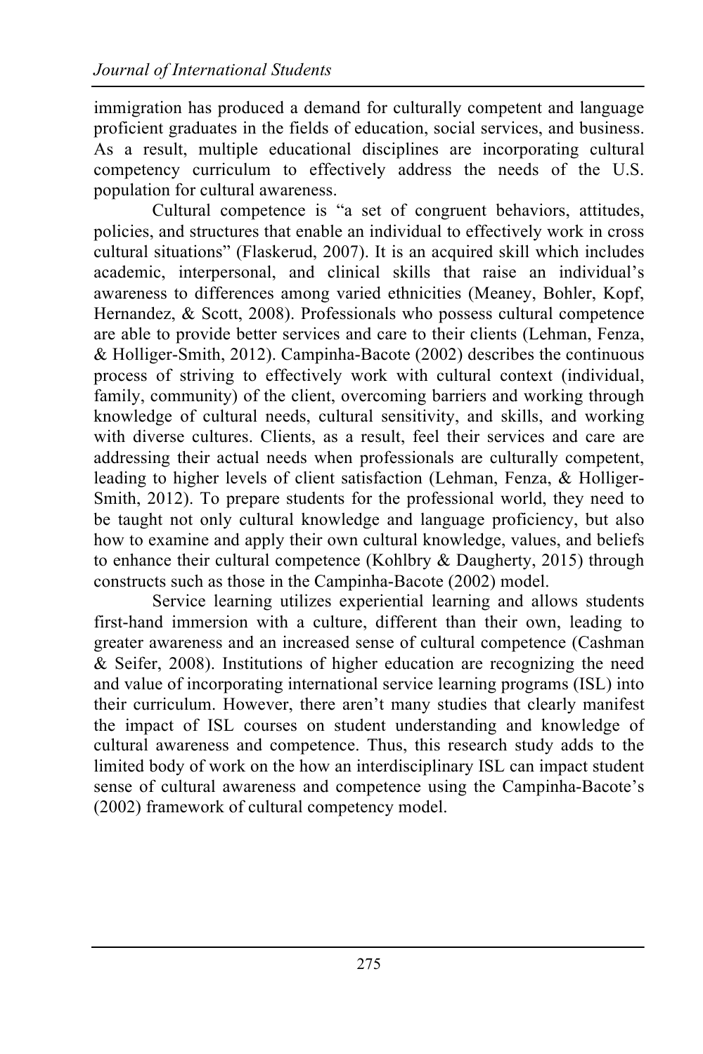immigration has produced a demand for culturally competent and language proficient graduates in the fields of education, social services, and business. As a result, multiple educational disciplines are incorporating cultural competency curriculum to effectively address the needs of the U.S. population for cultural awareness.

Cultural competence is "a set of congruent behaviors, attitudes, policies, and structures that enable an individual to effectively work in cross cultural situations" (Flaskerud, 2007). It is an acquired skill which includes academic, interpersonal, and clinical skills that raise an individual's awareness to differences among varied ethnicities (Meaney, Bohler, Kopf, Hernandez, & Scott, 2008). Professionals who possess cultural competence are able to provide better services and care to their clients (Lehman, Fenza, & Holliger-Smith, 2012). Campinha-Bacote (2002) describes the continuous process of striving to effectively work with cultural context (individual, family, community) of the client, overcoming barriers and working through knowledge of cultural needs, cultural sensitivity, and skills, and working with diverse cultures. Clients, as a result, feel their services and care are addressing their actual needs when professionals are culturally competent, leading to higher levels of client satisfaction (Lehman, Fenza, & Holliger-Smith, 2012). To prepare students for the professional world, they need to be taught not only cultural knowledge and language proficiency, but also how to examine and apply their own cultural knowledge, values, and beliefs to enhance their cultural competence (Kohlbry & Daugherty, 2015) through constructs such as those in the Campinha-Bacote (2002) model.

Service learning utilizes experiential learning and allows students first-hand immersion with a culture, different than their own, leading to greater awareness and an increased sense of cultural competence (Cashman & Seifer, 2008). Institutions of higher education are recognizing the need and value of incorporating international service learning programs (ISL) into their curriculum. However, there aren't many studies that clearly manifest the impact of ISL courses on student understanding and knowledge of cultural awareness and competence. Thus, this research study adds to the limited body of work on the how an interdisciplinary ISL can impact student sense of cultural awareness and competence using the Campinha-Bacote's (2002) framework of cultural competency model.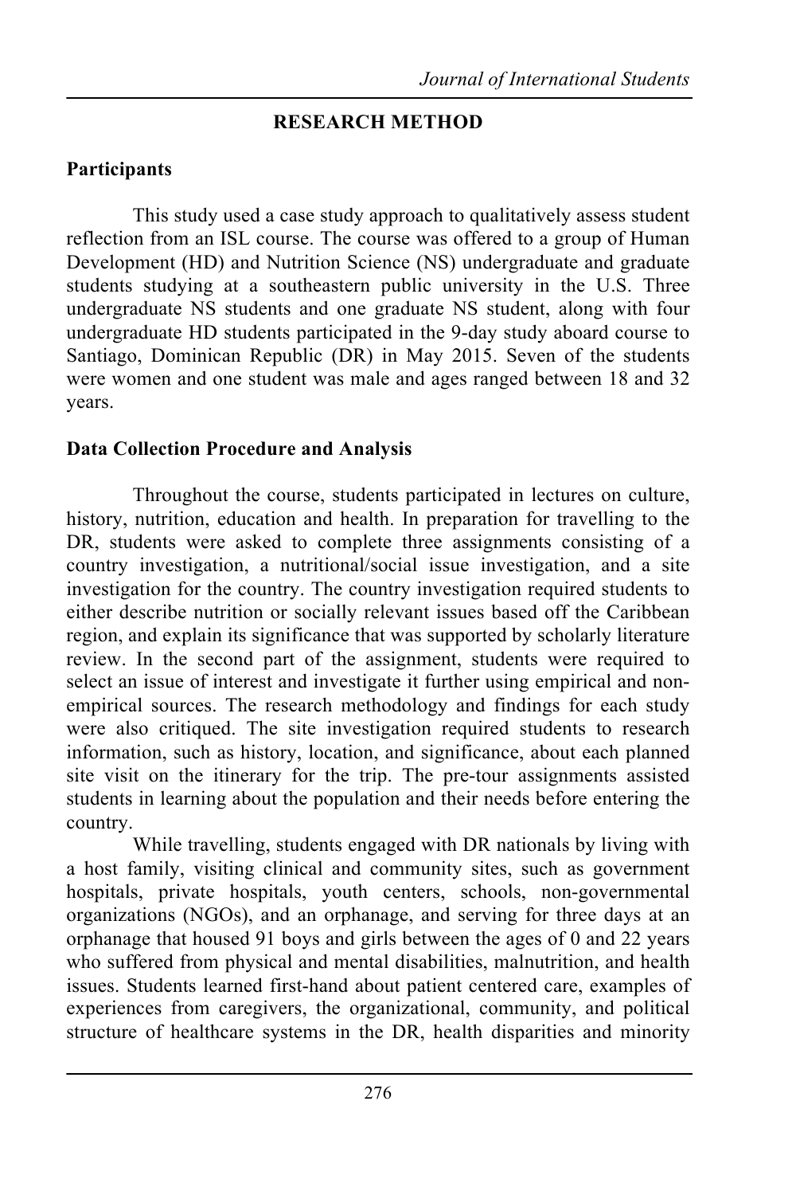## RESEARCH METHOD

### Participants

This study used a case study approach to qualitatively assess student reflection from an ISL course. The course was offered to a group of Human Development (HD) and Nutrition Science (NS) undergraduate and graduate students studying at a southeastern public university in the U.S. Three undergraduate NS students and one graduate NS student, along with four undergraduate HD students participated in the 9-day study aboard course to Santiago, Dominican Republic (DR) in May 2015. Seven of the students were women and one student was male and ages ranged between 18 and 32 years.

### Data Collection Procedure and Analysis

Throughout the course, students participated in lectures on culture, history, nutrition, education and health. In preparation for travelling to the DR, students were asked to complete three assignments consisting of a country investigation, a nutritional/social issue investigation, and a site investigation for the country. The country investigation required students to either describe nutrition or socially relevant issues based off the Caribbean region, and explain its significance that was supported by scholarly literature review. In the second part of the assignment, students were required to select an issue of interest and investigate it further using empirical and non-empirical sources. The research methodology and findings for each study were also critiqued. The site investigation required students to research information, such as history, location, and significance, about each planned site visit on the itinerary for the trip. The pre-tour assignments assisted students in learning about the population and their needs before entering the country.

While travelling, students engaged with DR nationals by living with a host family, visiting clinical and community sites, such as government hospitals, private hospitals, youth centers, schools, non-governmental organizations (NGOs), and an orphanage, and serving for three days at an orphanage that housed 91 boys and girls between the ages of 0 and 22 years who suffered from physical and mental disabilities, malnutrition, and health issues. Students learned first-hand about patient centered care, examples of experiences from caregivers, the organizational, community, and political structure of healthcare systems in the DR, health disparities and minority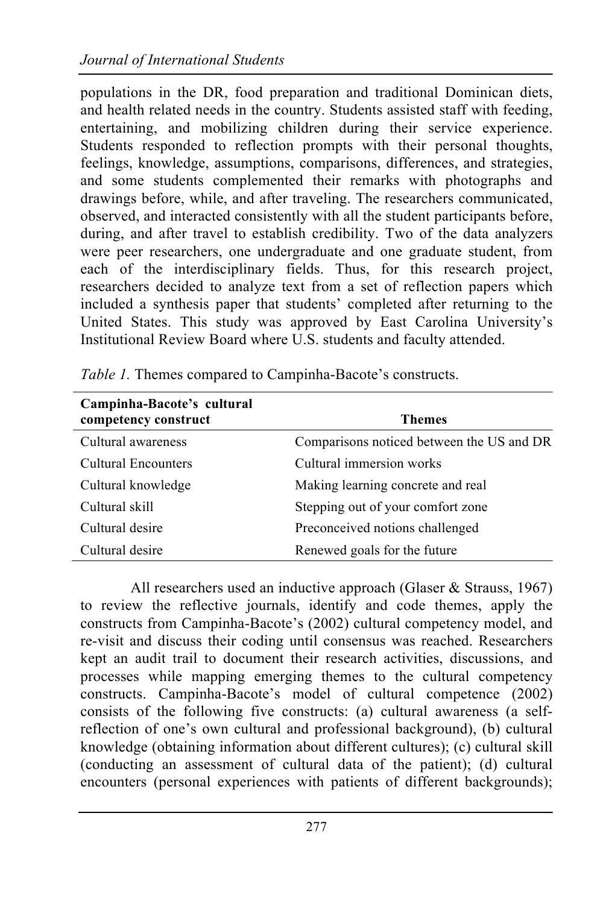populations in the DR, food preparation and traditional Dominican diets, and health related needs in the country. Students assisted staff with feeding, entertaining, and mobilizing children during their service experience. Students responded to reflection prompts with their personal thoughts, feelings, knowledge, assumptions, comparisons, differences, and strategies, and some students complemented their remarks with photographs and drawings before, while, and after traveling. The researchers communicated, observed, and interacted consistently with all the student participants before, during, and after travel to establish credibility. Two of the data analyzers were peer researchers, one undergraduate and one graduate student, from each of the interdisciplinary fields. Thus, for this research project, researchers decided to analyze text from a set of reflection papers which included a synthesis paper that students' completed after returning to the United States. This study was approved by East Carolina University's Institutional Review Board where U.S. students and faculty attended.

*Table 1.* Themes compared to Campinha-Bacote's constructs.

| Campinha-Bacote's cultural competency construct | Themes |
|---|---|
| Cultural awareness | Comparisons noticed between the US and DR |
| Cultural Encounters | Cultural immersion works |
| Cultural knowledge | Making learning concrete and real |
| Cultural skill | Stepping out of your comfort zone |
| Cultural desire | Preconceived notions challenged |
| Cultural desire | Renewed goals for the future |

All researchers used an inductive approach (Glaser & Strauss, 1967) to review the reflective journals, identify and code themes, apply the constructs from Campinha-Bacote's (2002) cultural competency model, and re-visit and discuss their coding until consensus was reached. Researchers kept an audit trail to document their research activities, discussions, and processes while mapping emerging themes to the cultural competency constructs. Campinha-Bacote's model of cultural competence (2002) consists of the following five constructs: (a) cultural awareness (a self-reflection of one's own cultural and professional background), (b) cultural knowledge (obtaining information about different cultures); (c) cultural skill (conducting an assessment of cultural data of the patient); (d) cultural encounters (personal experiences with patients of different backgrounds);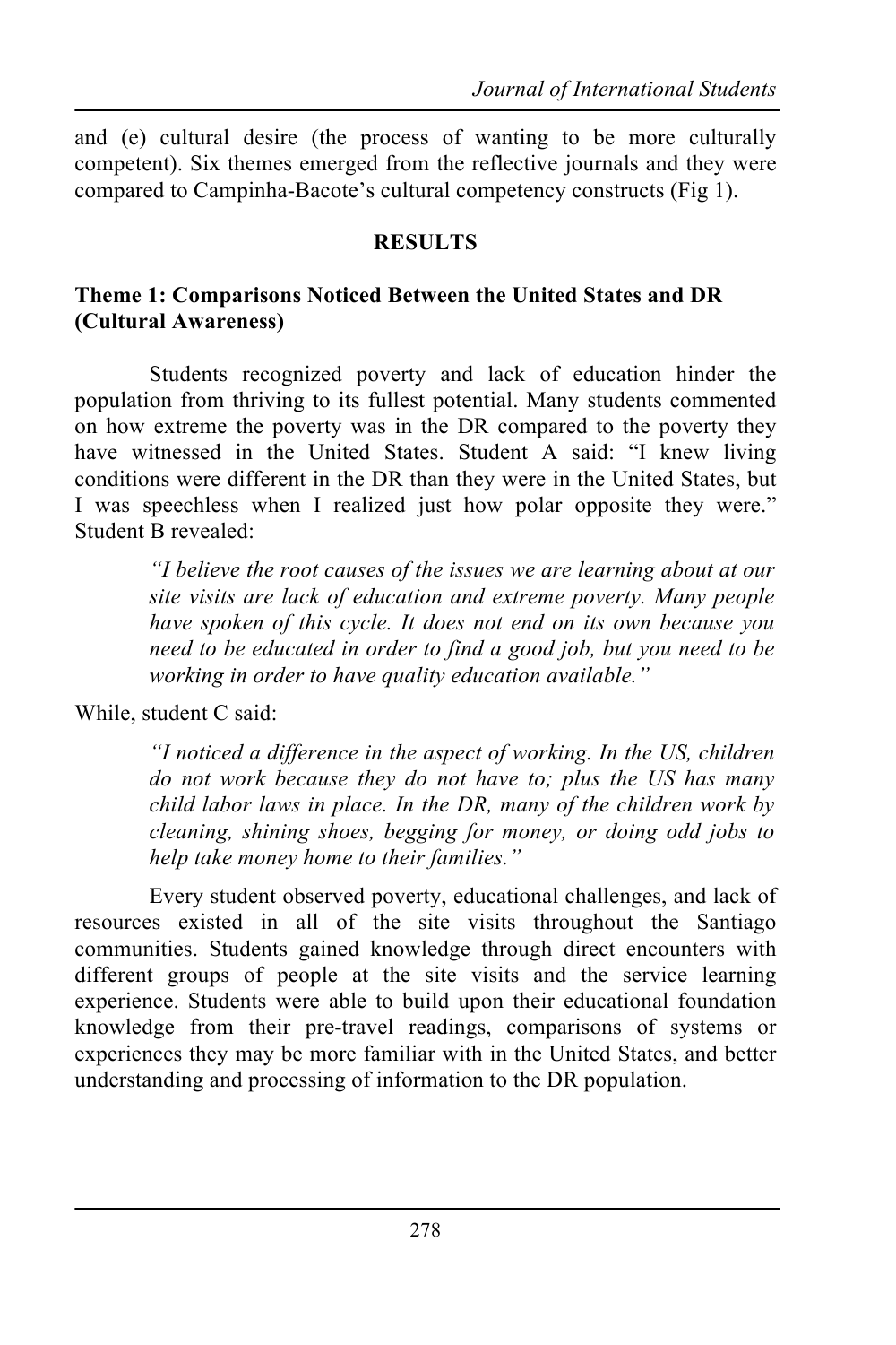and (e) cultural desire (the process of wanting to be more culturally competent). Six themes emerged from the reflective journals and they were compared to Campinha-Bacote's cultural competency constructs (Fig 1).

## RESULTS

### Theme 1: Comparisons Noticed Between the United States and DR (Cultural Awareness)

Students recognized poverty and lack of education hinder the population from thriving to its fullest potential. Many students commented on how extreme the poverty was in the DR compared to the poverty they have witnessed in the United States. Student A said: "I knew living conditions were different in the DR than they were in the United States, but I was speechless when I realized just how polar opposite they were." Student B revealed:

> *"I believe the root causes of the issues we are learning about at our site visits are lack of education and extreme poverty. Many people have spoken of this cycle. It does not end on its own because you need to be educated in order to find a good job, but you need to be working in order to have quality education available."*

While, student C said:

> *"I noticed a difference in the aspect of working. In the US, children do not work because they do not have to; plus the US has many child labor laws in place. In the DR, many of the children work by cleaning, shining shoes, begging for money, or doing odd jobs to help take money home to their families."*

Every student observed poverty, educational challenges, and lack of resources existed in all of the site visits throughout the Santiago communities. Students gained knowledge through direct encounters with different groups of people at the site visits and the service learning experience. Students were able to build upon their educational foundation knowledge from their pre-travel readings, comparisons of systems or experiences they may be more familiar with in the United States, and better understanding and processing of information to the DR population.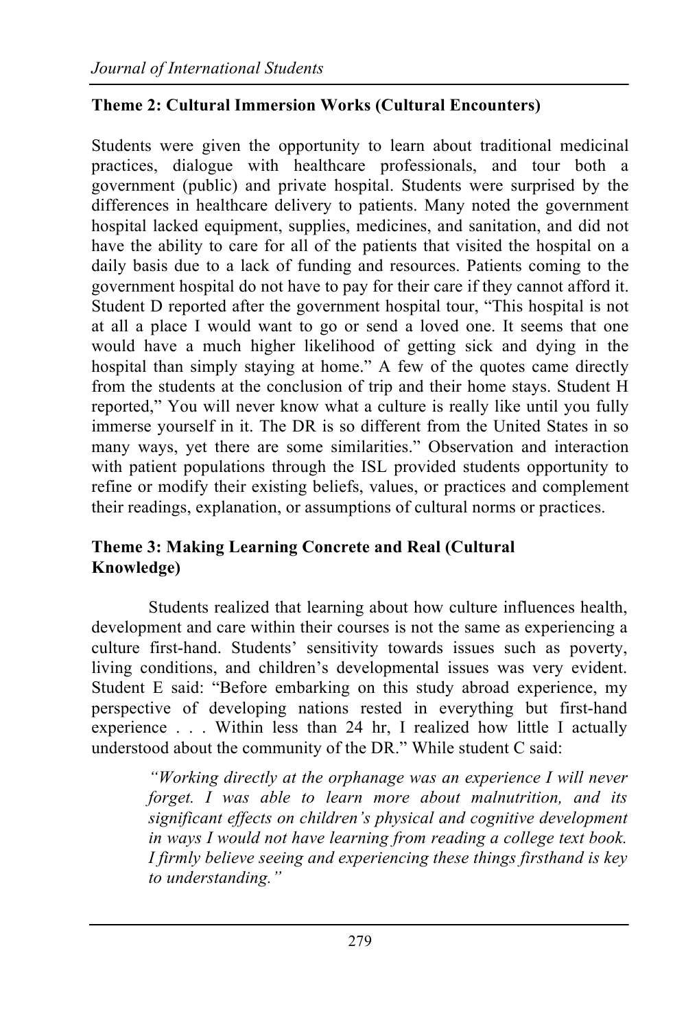### Theme 2: Cultural Immersion Works (Cultural Encounters)

Students were given the opportunity to learn about traditional medicinal practices, dialogue with healthcare professionals, and tour both a government (public) and private hospital. Students were surprised by the differences in healthcare delivery to patients. Many noted the government hospital lacked equipment, supplies, medicines, and sanitation, and did not have the ability to care for all of the patients that visited the hospital on a daily basis due to a lack of funding and resources. Patients coming to the government hospital do not have to pay for their care if they cannot afford it. Student D reported after the government hospital tour, "This hospital is not at all a place I would want to go or send a loved one. It seems that one would have a much higher likelihood of getting sick and dying in the hospital than simply staying at home." A few of the quotes came directly from the students at the conclusion of trip and their home stays. Student H reported," You will never know what a culture is really like until you fully immerse yourself in it. The DR is so different from the United States in so many ways, yet there are some similarities." Observation and interaction with patient populations through the ISL provided students opportunity to refine or modify their existing beliefs, values, or practices and complement their readings, explanation, or assumptions of cultural norms or practices.

### Theme 3: Making Learning Concrete and Real (Cultural Knowledge)

Students realized that learning about how culture influences health, development and care within their courses is not the same as experiencing a culture first-hand. Students' sensitivity towards issues such as poverty, living conditions, and children's developmental issues was very evident. Student E said: "Before embarking on this study abroad experience, my perspective of developing nations rested in everything but first-hand experience . . . Within less than 24 hr, I realized how little I actually understood about the community of the DR." While student C said:

> *"Working directly at the orphanage was an experience I will never forget. I was able to learn more about malnutrition, and its significant effects on children's physical and cognitive development in ways I would not have learning from reading a college text book. I firmly believe seeing and experiencing these things firsthand is key to understanding."*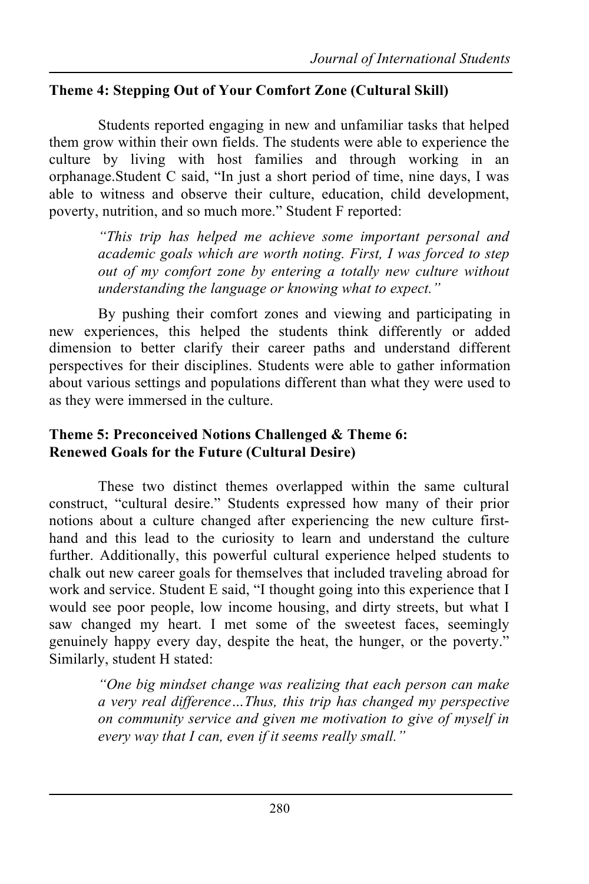### Theme 4: Stepping Out of Your Comfort Zone (Cultural Skill)

Students reported engaging in new and unfamiliar tasks that helped them grow within their own fields. The students were able to experience the culture by living with host families and through working in an orphanage.Student C said, "In just a short period of time, nine days, I was able to witness and observe their culture, education, child development, poverty, nutrition, and so much more." Student F reported:

> *"This trip has helped me achieve some important personal and academic goals which are worth noting. First, I was forced to step out of my comfort zone by entering a totally new culture without understanding the language or knowing what to expect."*

By pushing their comfort zones and viewing and participating in new experiences, this helped the students think differently or added dimension to better clarify their career paths and understand different perspectives for their disciplines. Students were able to gather information about various settings and populations different than what they were used to as they were immersed in the culture.

### Theme 5: Preconceived Notions Challenged & Theme 6: Renewed Goals for the Future (Cultural Desire)

These two distinct themes overlapped within the same cultural construct, "cultural desire." Students expressed how many of their prior notions about a culture changed after experiencing the new culture first-hand and this lead to the curiosity to learn and understand the culture further. Additionally, this powerful cultural experience helped students to chalk out new career goals for themselves that included traveling abroad for work and service. Student E said, "I thought going into this experience that I would see poor people, low income housing, and dirty streets, but what I saw changed my heart. I met some of the sweetest faces, seemingly genuinely happy every day, despite the heat, the hunger, or the poverty." Similarly, student H stated:

> *"One big mindset change was realizing that each person can make a very real difference…Thus, this trip has changed my perspective on community service and given me motivation to give of myself in every way that I can, even if it seems really small."*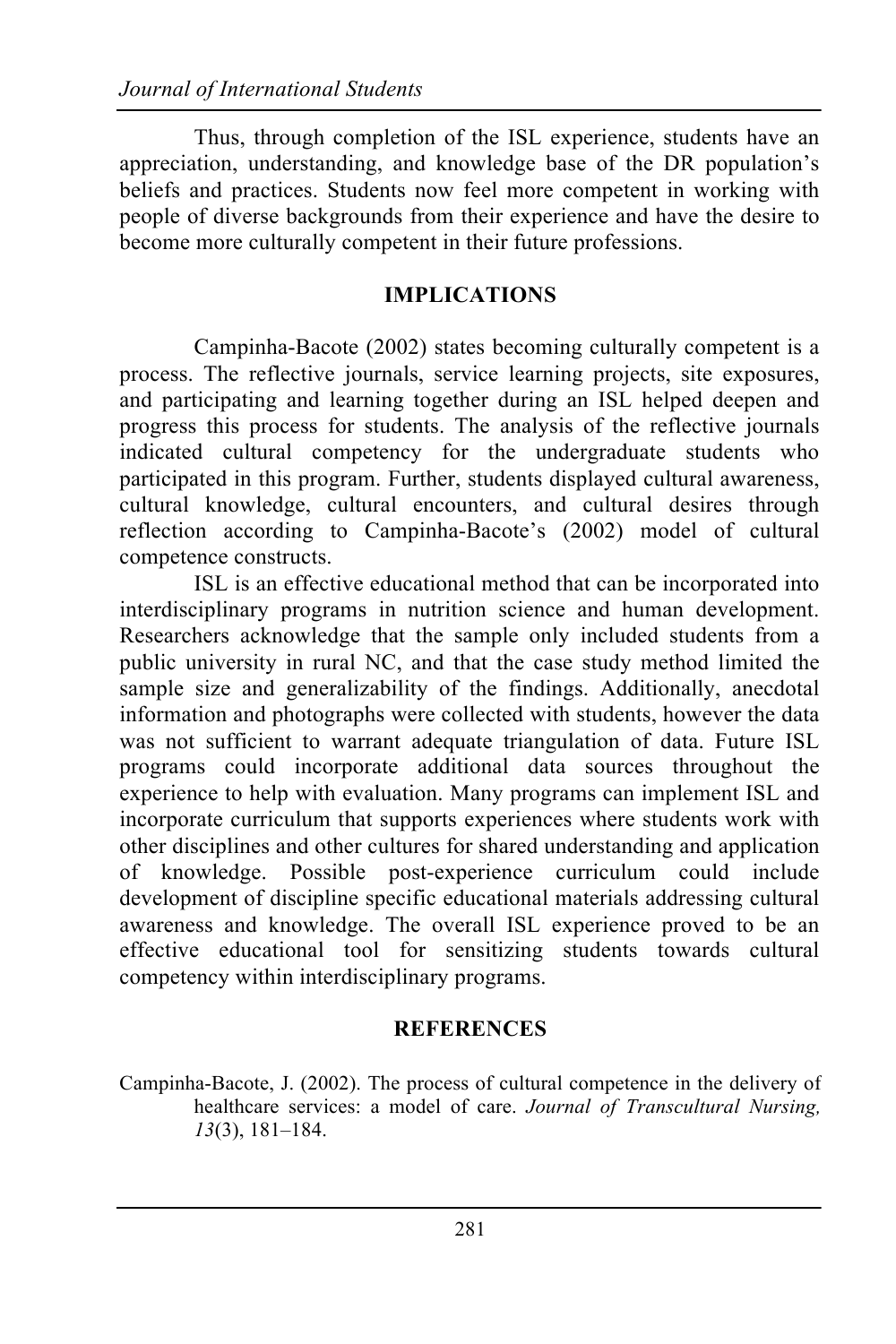Thus, through completion of the ISL experience, students have an appreciation, understanding, and knowledge base of the DR population's beliefs and practices. Students now feel more competent in working with people of diverse backgrounds from their experience and have the desire to become more culturally competent in their future professions.

## IMPLICATIONS

Campinha-Bacote (2002) states becoming culturally competent is a process. The reflective journals, service learning projects, site exposures, and participating and learning together during an ISL helped deepen and progress this process for students. The analysis of the reflective journals indicated cultural competency for the undergraduate students who participated in this program. Further, students displayed cultural awareness, cultural knowledge, cultural encounters, and cultural desires through reflection according to Campinha-Bacote's (2002) model of cultural competence constructs.

ISL is an effective educational method that can be incorporated into interdisciplinary programs in nutrition science and human development. Researchers acknowledge that the sample only included students from a public university in rural NC, and that the case study method limited the sample size and generalizability of the findings. Additionally, anecdotal information and photographs were collected with students, however the data was not sufficient to warrant adequate triangulation of data. Future ISL programs could incorporate additional data sources throughout the experience to help with evaluation. Many programs can implement ISL and incorporate curriculum that supports experiences where students work with other disciplines and other cultures for shared understanding and application of knowledge. Possible post-experience curriculum could include development of discipline specific educational materials addressing cultural awareness and knowledge. The overall ISL experience proved to be an effective educational tool for sensitizing students towards cultural competency within interdisciplinary programs.

## REFERENCES

Campinha-Bacote, J. (2002). The process of cultural competence in the delivery of healthcare services: a model of care. *Journal of Transcultural Nursing, 13*(3), 181–184.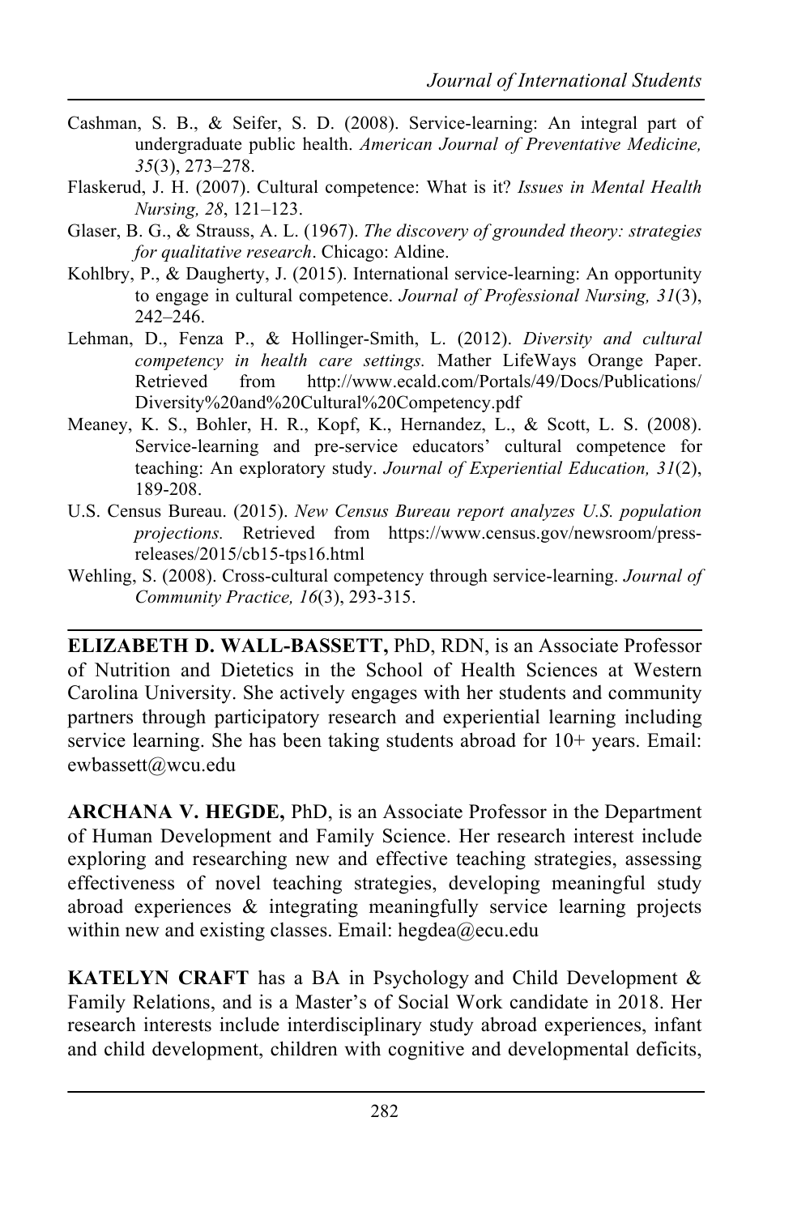Cashman, S. B., & Seifer, S. D. (2008). Service-learning: An integral part of undergraduate public health. *American Journal of Preventative Medicine, 35*(3), 273–278.

Flaskerud, J. H. (2007). Cultural competence: What is it? *Issues in Mental Health Nursing, 28*, 121–123.

Glaser, B. G., & Strauss, A. L. (1967). *The discovery of grounded theory: strategies for qualitative research*. Chicago: Aldine.

Kohlbry, P., & Daugherty, J. (2015). International service-learning: An opportunity to engage in cultural competence. *Journal of Professional Nursing, 31*(3), 242–246.

Lehman, D., Fenza P., & Hollinger-Smith, L. (2012). *Diversity and cultural competency in health care settings.* Mather LifeWays Orange Paper. Retrieved from http://www.ecald.com/Portals/49/Docs/Publications/Diversity%20and%20Cultural%20Competency.pdf

Meaney, K. S., Bohler, H. R., Kopf, K., Hernandez, L., & Scott, L. S. (2008). Service-learning and pre-service educators' cultural competence for teaching: An exploratory study. *Journal of Experiential Education, 31*(2), 189-208.

U.S. Census Bureau. (2015). *New Census Bureau report analyzes U.S. population projections.* Retrieved from https://www.census.gov/newsroom/press-releases/2015/cb15-tps16.html

Wehling, S. (2008). Cross-cultural competency through service-learning. *Journal of Community Practice, 16*(3), 293-315.

---

**ELIZABETH D. WALL-BASSETT,** PhD, RDN, is an Associate Professor of Nutrition and Dietetics in the School of Health Sciences at Western Carolina University. She actively engages with her students and community partners through participatory research and experiential learning including service learning. She has been taking students abroad for 10+ years. Email: ewbassett@wcu.edu

**ARCHANA V. HEGDE,** PhD, is an Associate Professor in the Department of Human Development and Family Science. Her research interest include exploring and researching new and effective teaching strategies, assessing effectiveness of novel teaching strategies, developing meaningful study abroad experiences & integrating meaningfully service learning projects within new and existing classes. Email: hegdea@ecu.edu

**KATELYN CRAFT** has a BA in Psychology and Child Development & Family Relations, and is a Master's of Social Work candidate in 2018. Her research interests include interdisciplinary study abroad experiences, infant and child development, children with cognitive and developmental deficits,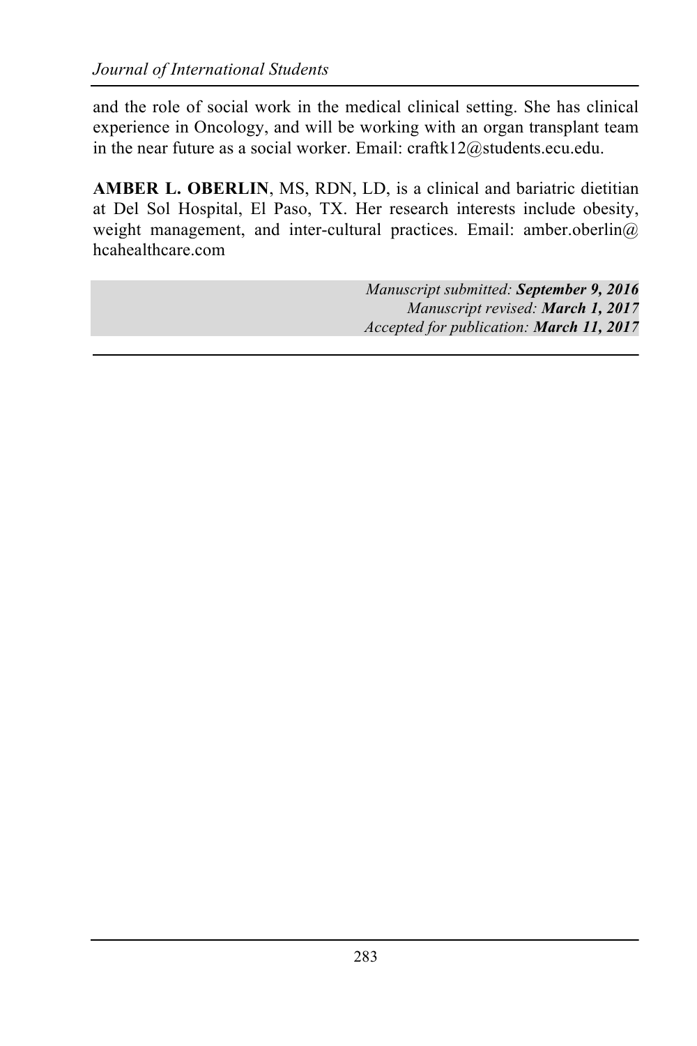and the role of social work in the medical clinical setting. She has clinical experience in Oncology, and will be working with an organ transplant team in the near future as a social worker. Email: craftk12@students.ecu.edu.

**AMBER L. OBERLIN**, MS, RDN, LD, is a clinical and bariatric dietitian at Del Sol Hospital, El Paso, TX. Her research interests include obesity, weight management, and inter-cultural practices. Email: amber.oberlin@hcahealthcare.com

*Manuscript submitted:* ***September 9, 2016***
*Manuscript revised:* ***March 1, 2017***
*Accepted for publication:* ***March 11, 2017***